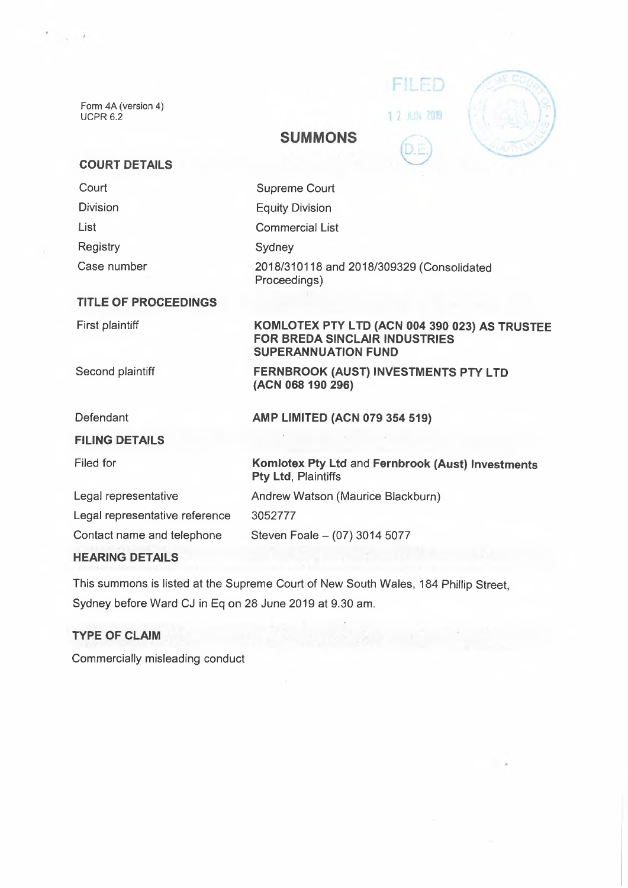Form 4A (version 4)
UCPR 6.2

FILED

12 JUN 2019

# SUMMONS

## COURT DETAILS

| | |
|---|---|
| Court | Supreme Court |
| Division | Equity Division |
| List | Commercial List |
| Registry | Sydney |
| Case number | 2018/310118 and 2018/309329 (Consolidated Proceedings) |

## TITLE OF PROCEEDINGS

| | |
|---|---|
| First plaintiff | **KOMLOTEX PTY LTD (ACN 004 390 023) AS TRUSTEE FOR BREDA SINCLAIR INDUSTRIES SUPERANNUATION FUND** |
| Second plaintiff | **FERNBROOK (AUST) INVESTMENTS PTY LTD (ACN 068 190 296)** |
| Defendant | **AMP LIMITED (ACN 079 354 519)** |

## FILING DETAILS

| | |
|---|---|
| Filed for | **Komlotex Pty Ltd** and **Fernbrook (Aust) Investments Pty Ltd**, Plaintiffs |
| Legal representative | Andrew Watson (Maurice Blackburn) |
| Legal representative reference | 3052777 |
| Contact name and telephone | Steven Foale – (07) 3014 5077 |

## HEARING DETAILS

This summons is listed at the Supreme Court of New South Wales, 184 Phillip Street, Sydney before Ward CJ in Eq on 28 June 2019 at 9.30 am.

## TYPE OF CLAIM

Commercially misleading conduct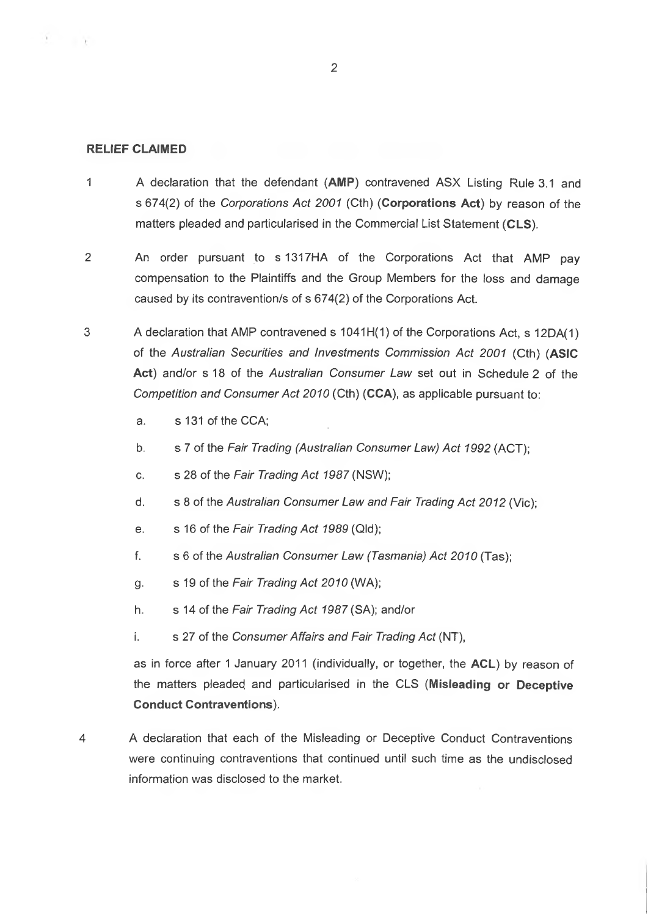**RELIEF CLAIMED**

1. A declaration that the defendant (**AMP**) contravened ASX Listing Rule 3.1 and s 674(2) of the *Corporations Act 2001* (Cth) (**Corporations Act**) by reason of the matters pleaded and particularised in the Commercial List Statement (**CLS**).

2. An order pursuant to s 1317HA of the Corporations Act that AMP pay compensation to the Plaintiffs and the Group Members for the loss and damage caused by its contravention/s of s 674(2) of the Corporations Act.

3. A declaration that AMP contravened s 1041H(1) of the Corporations Act, s 12DA(1) of the *Australian Securities and Investments Commission Act 2001* (Cth) (**ASIC Act**) and/or s 18 of the *Australian Consumer Law* set out in Schedule 2 of the *Competition and Consumer Act 2010* (Cth) (**CCA**), as applicable pursuant to:

   a. s 131 of the CCA;

   b. s 7 of the *Fair Trading (Australian Consumer Law) Act 1992* (ACT);

   c. s 28 of the *Fair Trading Act 1987* (NSW);

   d. s 8 of the *Australian Consumer Law and Fair Trading Act 2012* (Vic);

   e. s 16 of the *Fair Trading Act 1989* (Qld);

   f. s 6 of the *Australian Consumer Law (Tasmania) Act 2010* (Tas);

   g. s 19 of the *Fair Trading Act 2010* (WA);

   h. s 14 of the *Fair Trading Act 1987* (SA); and/or

   i. s 27 of the *Consumer Affairs and Fair Trading Act* (NT),

   as in force after 1 January 2011 (individually, or together, the **ACL**) by reason of the matters pleaded and particularised in the CLS (**Misleading or Deceptive Conduct Contraventions**).

4. A declaration that each of the Misleading or Deceptive Conduct Contraventions were continuing contraventions that continued until such time as the undisclosed information was disclosed to the market.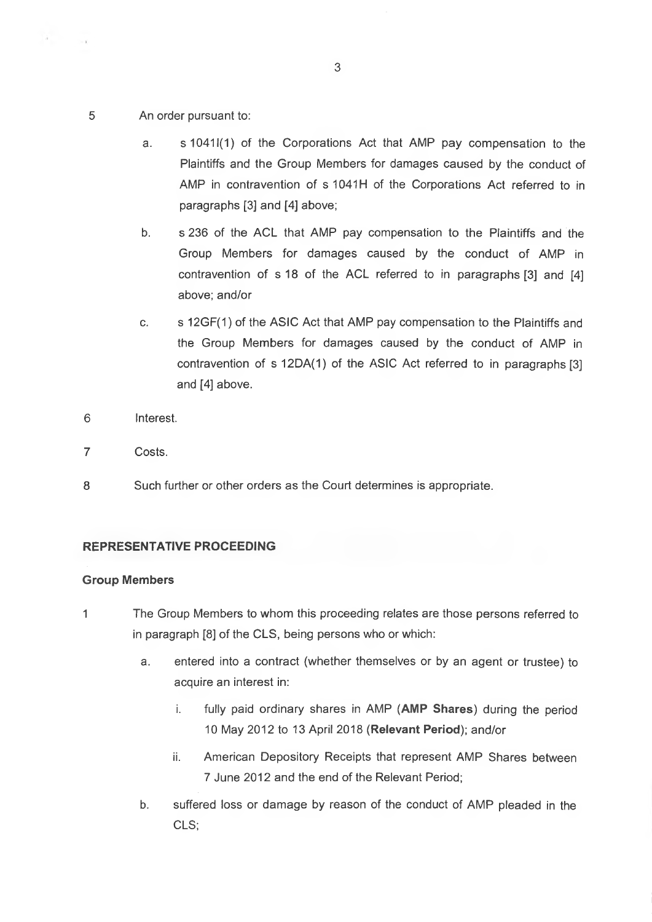5 An order pursuant to:

a. s 1041I(1) of the Corporations Act that AMP pay compensation to the Plaintiffs and the Group Members for damages caused by the conduct of AMP in contravention of s 1041H of the Corporations Act referred to in paragraphs [3] and [4] above;

b. s 236 of the ACL that AMP pay compensation to the Plaintiffs and the Group Members for damages caused by the conduct of AMP in contravention of s 18 of the ACL referred to in paragraphs [3] and [4] above; and/or

c. s 12GF(1) of the ASIC Act that AMP pay compensation to the Plaintiffs and the Group Members for damages caused by the conduct of AMP in contravention of s 12DA(1) of the ASIC Act referred to in paragraphs [3] and [4] above.

6 Interest.

7 Costs.

8 Such further or other orders as the Court determines is appropriate.

## REPRESENTATIVE PROCEEDING

### Group Members

1 The Group Members to whom this proceeding relates are those persons referred to in paragraph [8] of the CLS, being persons who or which:

a. entered into a contract (whether themselves or by an agent or trustee) to acquire an interest in:

i. fully paid ordinary shares in AMP (**AMP Shares**) during the period 10 May 2012 to 13 April 2018 (**Relevant Period**); and/or

ii. American Depository Receipts that represent AMP Shares between 7 June 2012 and the end of the Relevant Period;

b. suffered loss or damage by reason of the conduct of AMP pleaded in the CLS;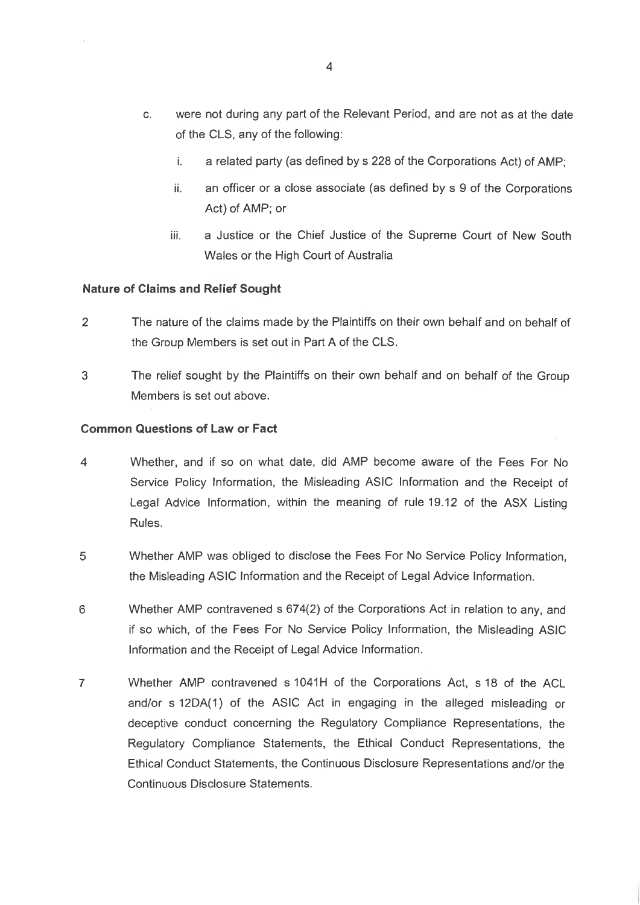c. were not during any part of the Relevant Period, and are not as at the date of the CLS, any of the following:

   i. a related party (as defined by s 228 of the Corporations Act) of AMP;

   ii. an officer or a close associate (as defined by s 9 of the Corporations Act) of AMP; or

   iii. a Justice or the Chief Justice of the Supreme Court of New South Wales or the High Court of Australia

**Nature of Claims and Relief Sought**

2 The nature of the claims made by the Plaintiffs on their own behalf and on behalf of the Group Members is set out in Part A of the CLS.

3 The relief sought by the Plaintiffs on their own behalf and on behalf of the Group Members is set out above.

**Common Questions of Law or Fact**

4 Whether, and if so on what date, did AMP become aware of the Fees For No Service Policy Information, the Misleading ASIC Information and the Receipt of Legal Advice Information, within the meaning of rule 19.12 of the ASX Listing Rules.

5 Whether AMP was obliged to disclose the Fees For No Service Policy Information, the Misleading ASIC Information and the Receipt of Legal Advice Information.

6 Whether AMP contravened s 674(2) of the Corporations Act in relation to any, and if so which, of the Fees For No Service Policy Information, the Misleading ASIC Information and the Receipt of Legal Advice Information.

7 Whether AMP contravened s 1041H of the Corporations Act, s 18 of the ACL and/or s 12DA(1) of the ASIC Act in engaging in the alleged misleading or deceptive conduct concerning the Regulatory Compliance Representations, the Regulatory Compliance Statements, the Ethical Conduct Representations, the Ethical Conduct Statements, the Continuous Disclosure Representations and/or the Continuous Disclosure Statements.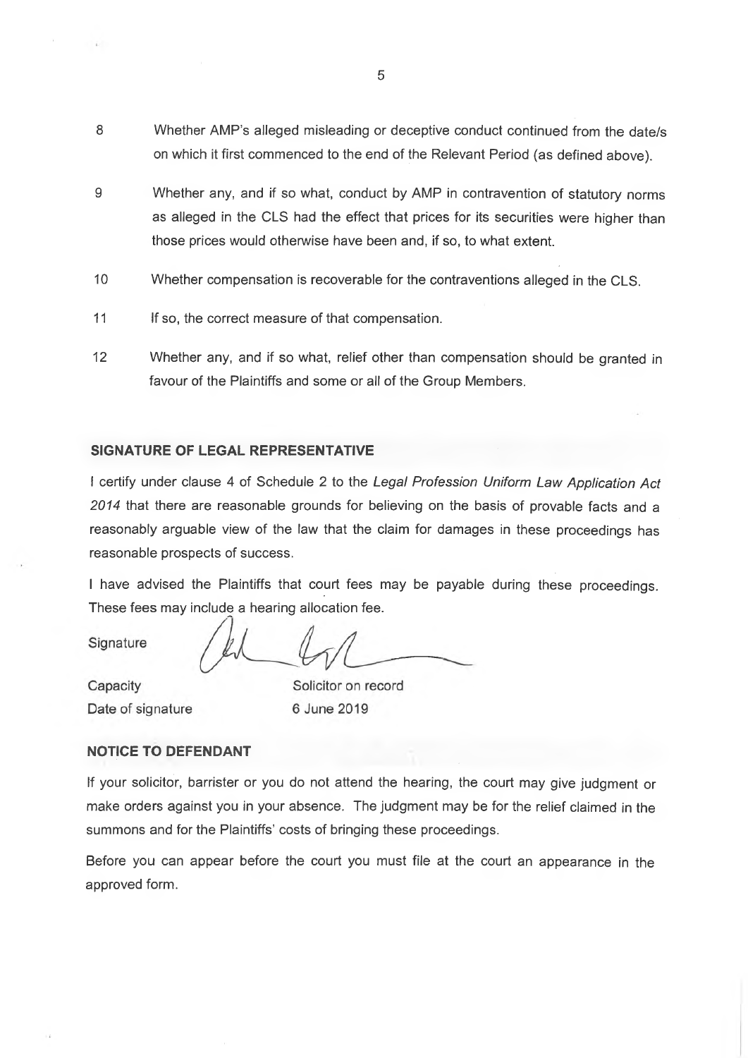8 Whether AMP's alleged misleading or deceptive conduct continued from the date/s on which it first commenced to the end of the Relevant Period (as defined above).

9 Whether any, and if so what, conduct by AMP in contravention of statutory norms as alleged in the CLS had the effect that prices for its securities were higher than those prices would otherwise have been and, if so, to what extent.

10 Whether compensation is recoverable for the contraventions alleged in the CLS.

11 If so, the correct measure of that compensation.

12 Whether any, and if so what, relief other than compensation should be granted in favour of the Plaintiffs and some or all of the Group Members.

## SIGNATURE OF LEGAL REPRESENTATIVE

I certify under clause 4 of Schedule 2 to the *Legal Profession Uniform Law Application Act 2014* that there are reasonable grounds for believing on the basis of provable facts and a reasonably arguable view of the law that the claim for damages in these proceedings has reasonable prospects of success.

I have advised the Plaintiffs that court fees may be payable during these proceedings. These fees may include a hearing allocation fee.

Signature

Capacity — Solicitor on record

Date of signature — 6 June 2019

## NOTICE TO DEFENDANT

If your solicitor, barrister or you do not attend the hearing, the court may give judgment or make orders against you in your absence. The judgment may be for the relief claimed in the summons and for the Plaintiffs' costs of bringing these proceedings.

Before you can appear before the court you must file at the court an appearance in the approved form.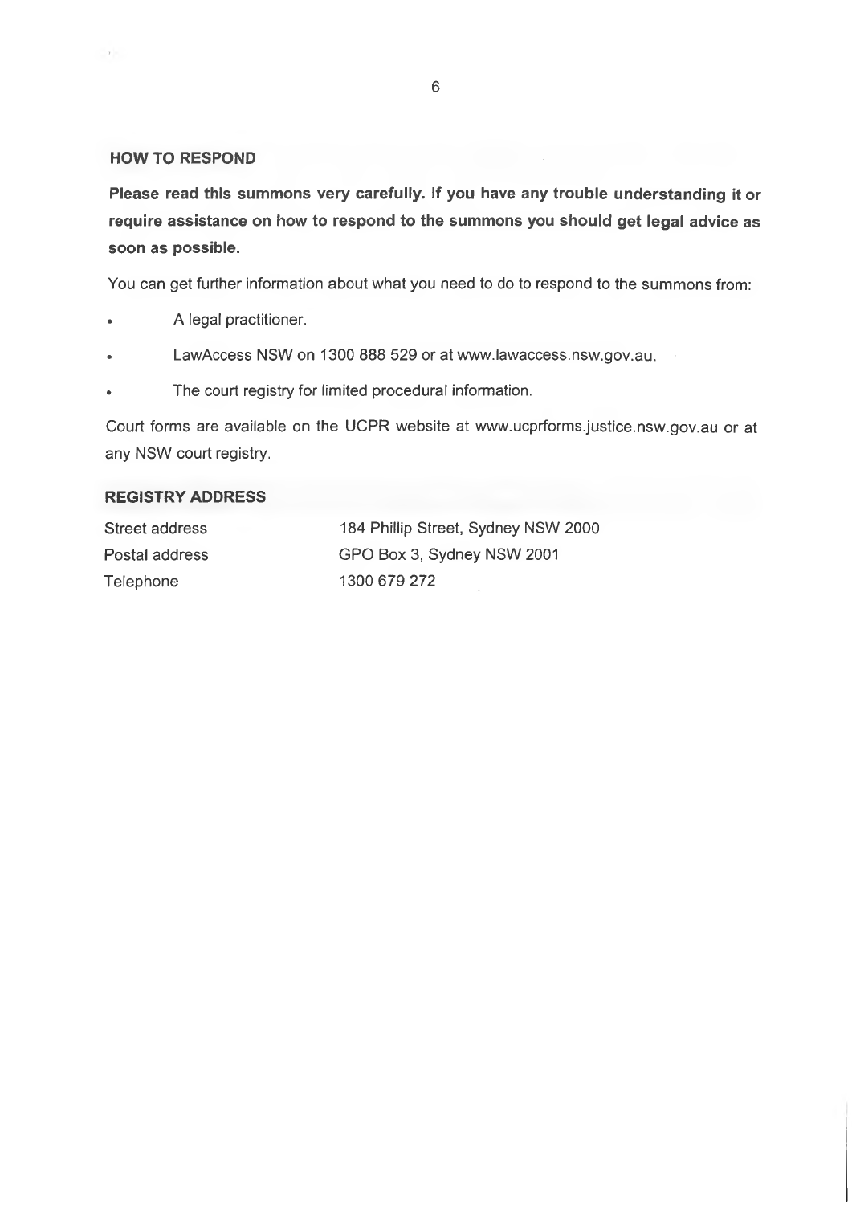## HOW TO RESPOND

**Please read this summons very carefully. If you have any trouble understanding it or require assistance on how to respond to the summons you should get legal advice as soon as possible.**

You can get further information about what you need to do to respond to the summons from:

- A legal practitioner.
- LawAccess NSW on 1300 888 529 or at www.lawaccess.nsw.gov.au.
- The court registry for limited procedural information.

Court forms are available on the UCPR website at www.ucprforms.justice.nsw.gov.au or at any NSW court registry.

## REGISTRY ADDRESS

| | |
|---|---|
| Street address | 184 Phillip Street, Sydney NSW 2000 |
| Postal address | GPO Box 3, Sydney NSW 2001 |
| Telephone | 1300 679 272 |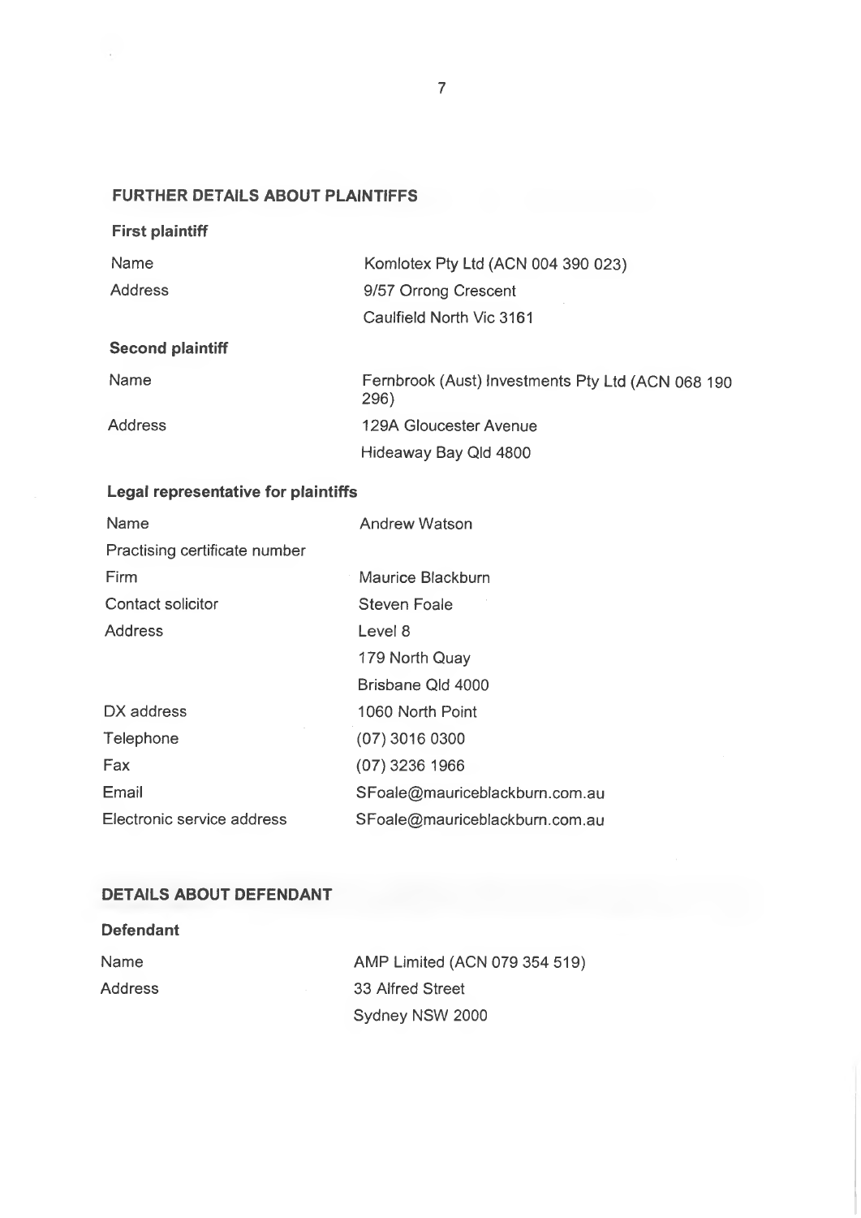## FURTHER DETAILS ABOUT PLAINTIFFS

### First plaintiff

| | |
|---|---|
| Name | Komlotex Pty Ltd (ACN 004 390 023) |
| Address | 9/57 Orrong Crescent<br>Caulfield North Vic 3161 |

### Second plaintiff

| | |
|---|---|
| Name | Fernbrook (Aust) Investments Pty Ltd (ACN 068 190 296) |
| Address | 129A Gloucester Avenue<br>Hideaway Bay Qld 4800 |

### Legal representative for plaintiffs

| | |
|---|---|
| Name | Andrew Watson |
| Practising certificate number | |
| Firm | Maurice Blackburn |
| Contact solicitor | Steven Foale |
| Address | Level 8<br>179 North Quay<br>Brisbane Qld 4000 |
| DX address | 1060 North Point |
| Telephone | (07) 3016 0300 |
| Fax | (07) 3236 1966 |
| Email | SFoale@mauriceblackburn.com.au |
| Electronic service address | SFoale@mauriceblackburn.com.au |

## DETAILS ABOUT DEFENDANT

### Defendant

| | |
|---|---|
| Name | AMP Limited (ACN 079 354 519) |
| Address | 33 Alfred Street<br>Sydney NSW 2000 |